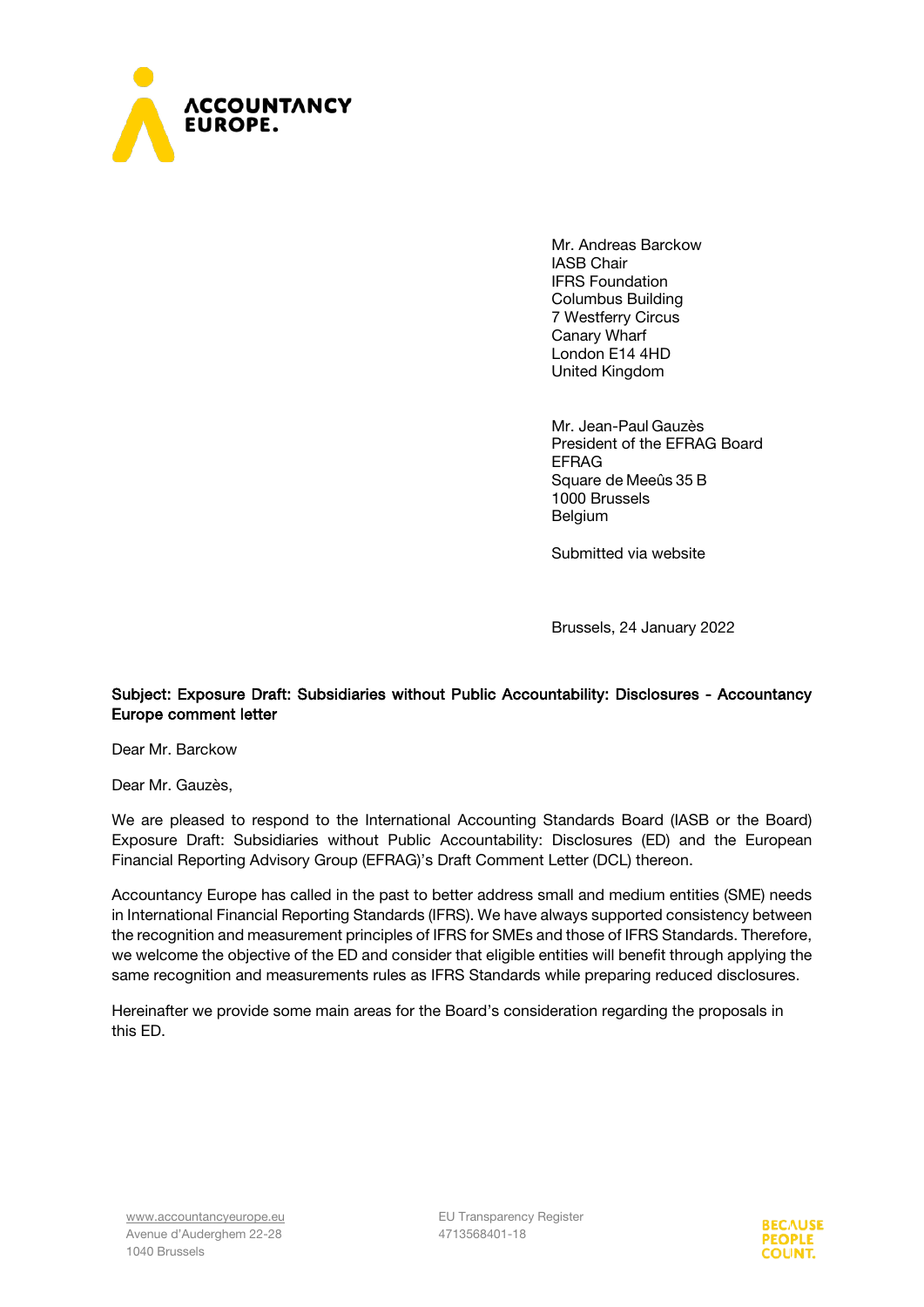Mr. Andreas Barckow
IASB Chair
IFRS Foundation
Columbus Building
7 Westferry Circus
Canary Wharf
London E14 4HD
United Kingdom

Mr. Jean-Paul Gauzès
President of the EFRAG Board
EFRAG
Square de Meeûs 35 B
1000 Brussels
Belgium

Submitted via website

Brussels, 24 January 2022

**Subject: Exposure Draft: Subsidiaries without Public Accountability: Disclosures - Accountancy Europe comment letter**

Dear Mr. Barckow

Dear Mr. Gauzès,

We are pleased to respond to the International Accounting Standards Board (IASB or the Board) Exposure Draft: Subsidiaries without Public Accountability: Disclosures (ED) and the European Financial Reporting Advisory Group (EFRAG)'s Draft Comment Letter (DCL) thereon.

Accountancy Europe has called in the past to better address small and medium entities (SME) needs in International Financial Reporting Standards (IFRS). We have always supported consistency between the recognition and measurement principles of IFRS for SMEs and those of IFRS Standards. Therefore, we welcome the objective of the ED and consider that eligible entities will benefit through applying the same recognition and measurements rules as IFRS Standards while preparing reduced disclosures.

Hereinafter we provide some main areas for the Board's consideration regarding the proposals in this ED.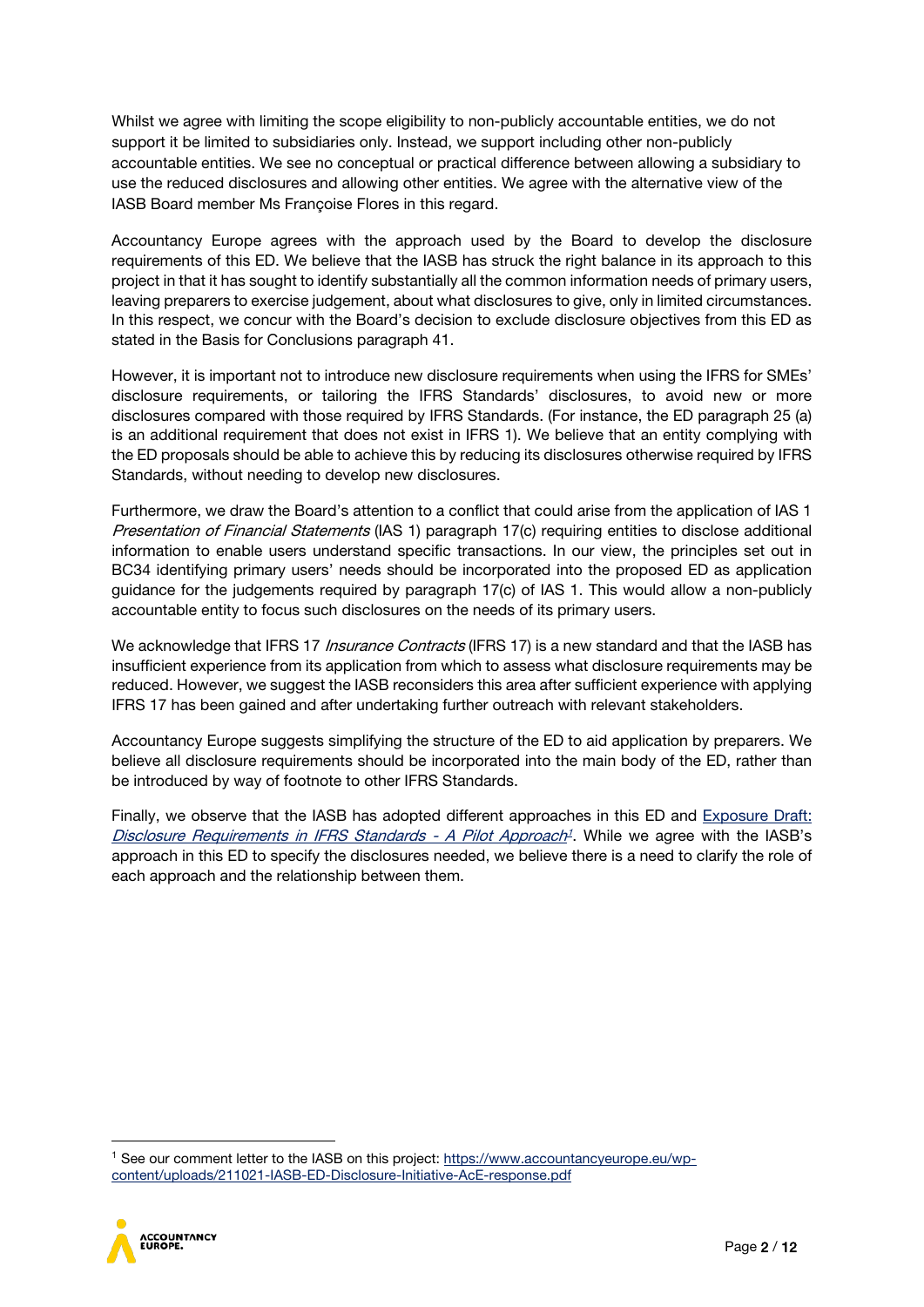Whilst we agree with limiting the scope eligibility to non-publicly accountable entities, we do not support it be limited to subsidiaries only. Instead, we support including other non-publicly accountable entities. We see no conceptual or practical difference between allowing a subsidiary to use the reduced disclosures and allowing other entities. We agree with the alternative view of the IASB Board member Ms Françoise Flores in this regard.

Accountancy Europe agrees with the approach used by the Board to develop the disclosure requirements of this ED. We believe that the IASB has struck the right balance in its approach to this project in that it has sought to identify substantially all the common information needs of primary users, leaving preparers to exercise judgement, about what disclosures to give, only in limited circumstances. In this respect, we concur with the Board's decision to exclude disclosure objectives from this ED as stated in the Basis for Conclusions paragraph 41.

However, it is important not to introduce new disclosure requirements when using the IFRS for SMEs' disclosure requirements, or tailoring the IFRS Standards' disclosures, to avoid new or more disclosures compared with those required by IFRS Standards. (For instance, the ED paragraph 25 (a) is an additional requirement that does not exist in IFRS 1). We believe that an entity complying with the ED proposals should be able to achieve this by reducing its disclosures otherwise required by IFRS Standards, without needing to develop new disclosures.

Furthermore, we draw the Board's attention to a conflict that could arise from the application of IAS 1 *Presentation of Financial Statements* (IAS 1) paragraph 17(c) requiring entities to disclose additional information to enable users understand specific transactions. In our view, the principles set out in BC34 identifying primary users' needs should be incorporated into the proposed ED as application guidance for the judgements required by paragraph 17(c) of IAS 1. This would allow a non-publicly accountable entity to focus such disclosures on the needs of its primary users.

We acknowledge that IFRS 17 *Insurance Contracts* (IFRS 17) is a new standard and that the IASB has insufficient experience from its application from which to assess what disclosure requirements may be reduced. However, we suggest the IASB reconsiders this area after sufficient experience with applying IFRS 17 has been gained and after undertaking further outreach with relevant stakeholders.

Accountancy Europe suggests simplifying the structure of the ED to aid application by preparers. We believe all disclosure requirements should be incorporated into the main body of the ED, rather than be introduced by way of footnote to other IFRS Standards.

Finally, we observe that the IASB has adopted different approaches in this ED and Exposure Draft: *Disclosure Requirements in IFRS Standards - A Pilot Approach*[1]. While we agree with the IASB's approach in this ED to specify the disclosures needed, we believe there is a need to clarify the role of each approach and the relationship between them.

[1] See our comment letter to the IASB on this project: https://www.accountancyeurope.eu/wp-content/uploads/211021-IASB-ED-Disclosure-Initiative-AcE-response.pdf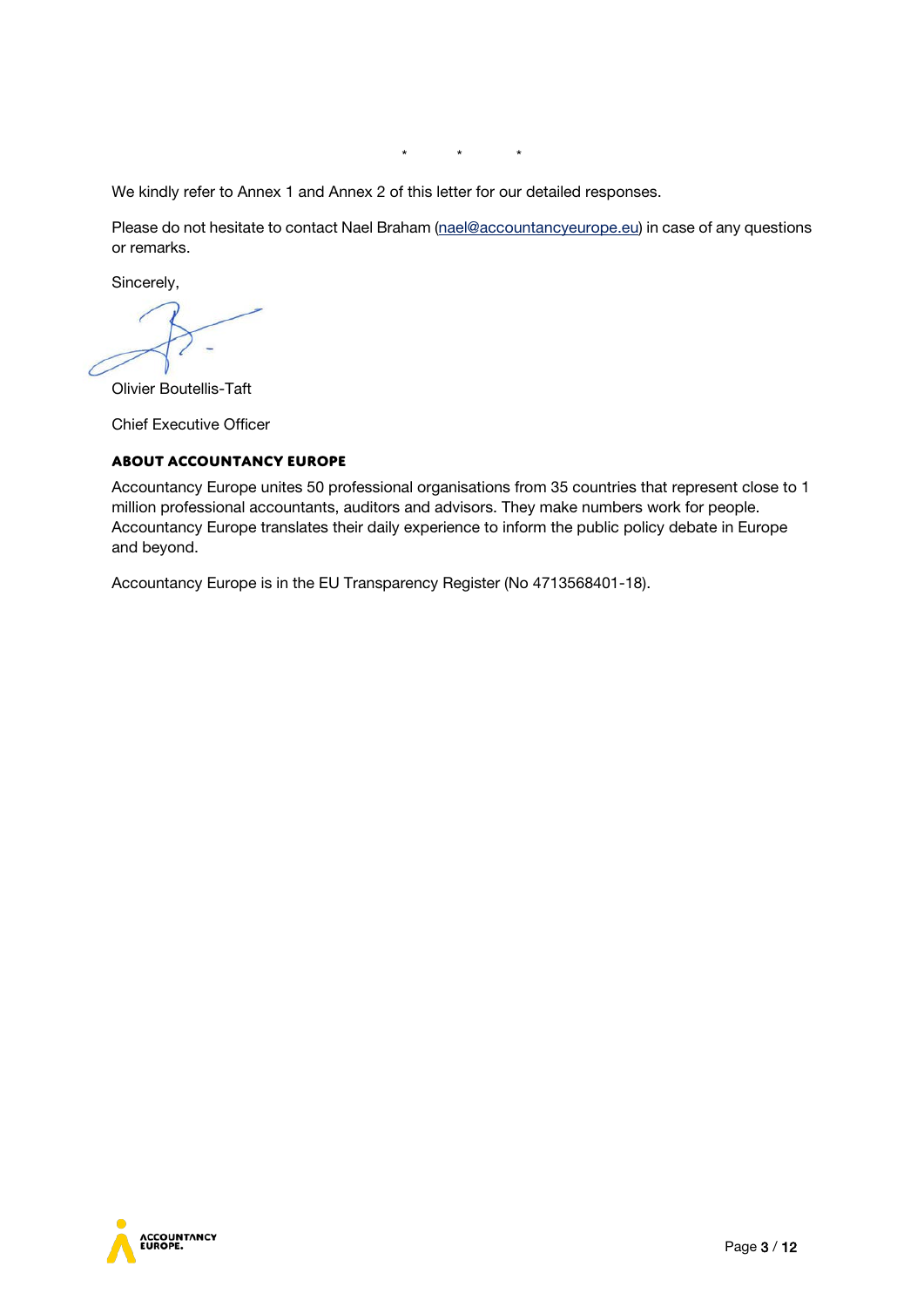\*           \*           \*

We kindly refer to Annex 1 and Annex 2 of this letter for our detailed responses.

Please do not hesitate to contact Nael Braham (nael@accountancyeurope.eu) in case of any questions or remarks.

Sincerely,

Olivier Boutellis-Taft

Chief Executive Officer

## ABOUT ACCOUNTANCY EUROPE

Accountancy Europe unites 50 professional organisations from 35 countries that represent close to 1 million professional accountants, auditors and advisors. They make numbers work for people. Accountancy Europe translates their daily experience to inform the public policy debate in Europe and beyond.

Accountancy Europe is in the EU Transparency Register (No 4713568401-18).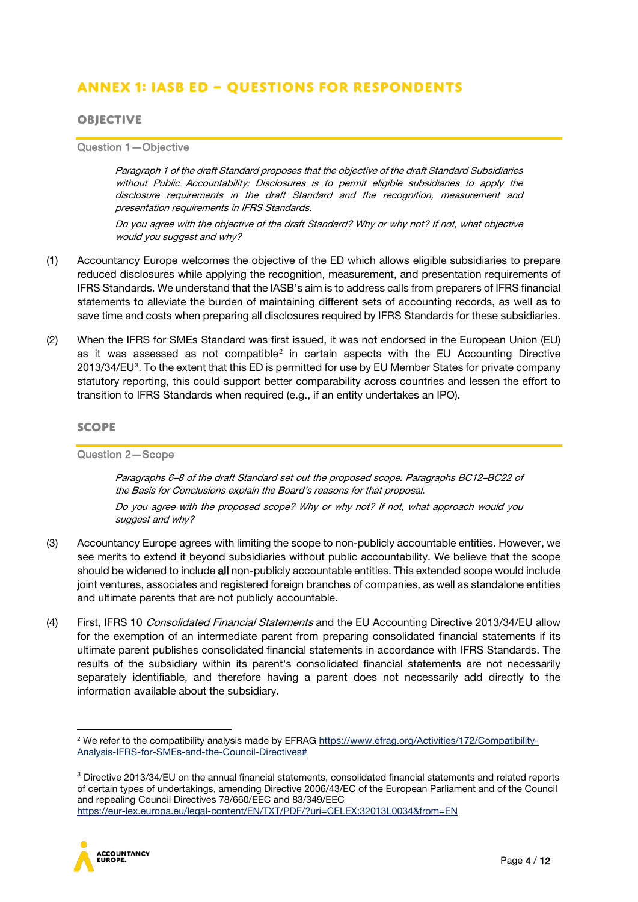## ANNEX 1: IASB ED – QUESTIONS FOR RESPONDENTS

### OBJECTIVE

#### Question 1—Objective

> *Paragraph 1 of the draft Standard proposes that the objective of the draft Standard Subsidiaries without Public Accountability: Disclosures is to permit eligible subsidiaries to apply the disclosure requirements in the draft Standard and the recognition, measurement and presentation requirements in IFRS Standards.*
>
> *Do you agree with the objective of the draft Standard? Why or why not? If not, what objective would you suggest and why?*

(1) Accountancy Europe welcomes the objective of the ED which allows eligible subsidiaries to prepare reduced disclosures while applying the recognition, measurement, and presentation requirements of IFRS Standards. We understand that the IASB's aim is to address calls from preparers of IFRS financial statements to alleviate the burden of maintaining different sets of accounting records, as well as to save time and costs when preparing all disclosures required by IFRS Standards for these subsidiaries.

(2) When the IFRS for SMEs Standard was first issued, it was not endorsed in the European Union (EU) as it was assessed as not compatible[2] in certain aspects with the EU Accounting Directive 2013/34/EU[3]. To the extent that this ED is permitted for use by EU Member States for private company statutory reporting, this could support better comparability across countries and lessen the effort to transition to IFRS Standards when required (e.g., if an entity undertakes an IPO).

### SCOPE

#### Question 2—Scope

> *Paragraphs 6–8 of the draft Standard set out the proposed scope. Paragraphs BC12–BC22 of the Basis for Conclusions explain the Board's reasons for that proposal.*
>
> *Do you agree with the proposed scope? Why or why not? If not, what approach would you suggest and why?*

(3) Accountancy Europe agrees with limiting the scope to non-publicly accountable entities. However, we see merits to extend it beyond subsidiaries without public accountability. We believe that the scope should be widened to include **all** non-publicly accountable entities. This extended scope would include joint ventures, associates and registered foreign branches of companies, as well as standalone entities and ultimate parents that are not publicly accountable.

(4) First, IFRS 10 *Consolidated Financial Statements* and the EU Accounting Directive 2013/34/EU allow for the exemption of an intermediate parent from preparing consolidated financial statements if its ultimate parent publishes consolidated financial statements in accordance with IFRS Standards. The results of the subsidiary within its parent's consolidated financial statements are not necessarily separately identifiable, and therefore having a parent does not necessarily add directly to the information available about the subsidiary.

---

[2] We refer to the compatibility analysis made by EFRAG https://www.efrag.org/Activities/172/Compatibility-Analysis-IFRS-for-SMEs-and-the-Council-Directives#

[3] Directive 2013/34/EU on the annual financial statements, consolidated financial statements and related reports of certain types of undertakings, amending Directive 2006/43/EC of the European Parliament and of the Council and repealing Council Directives 78/660/EEC and 83/349/EEC https://eur-lex.europa.eu/legal-content/EN/TXT/PDF/?uri=CELEX:32013L0034&from=EN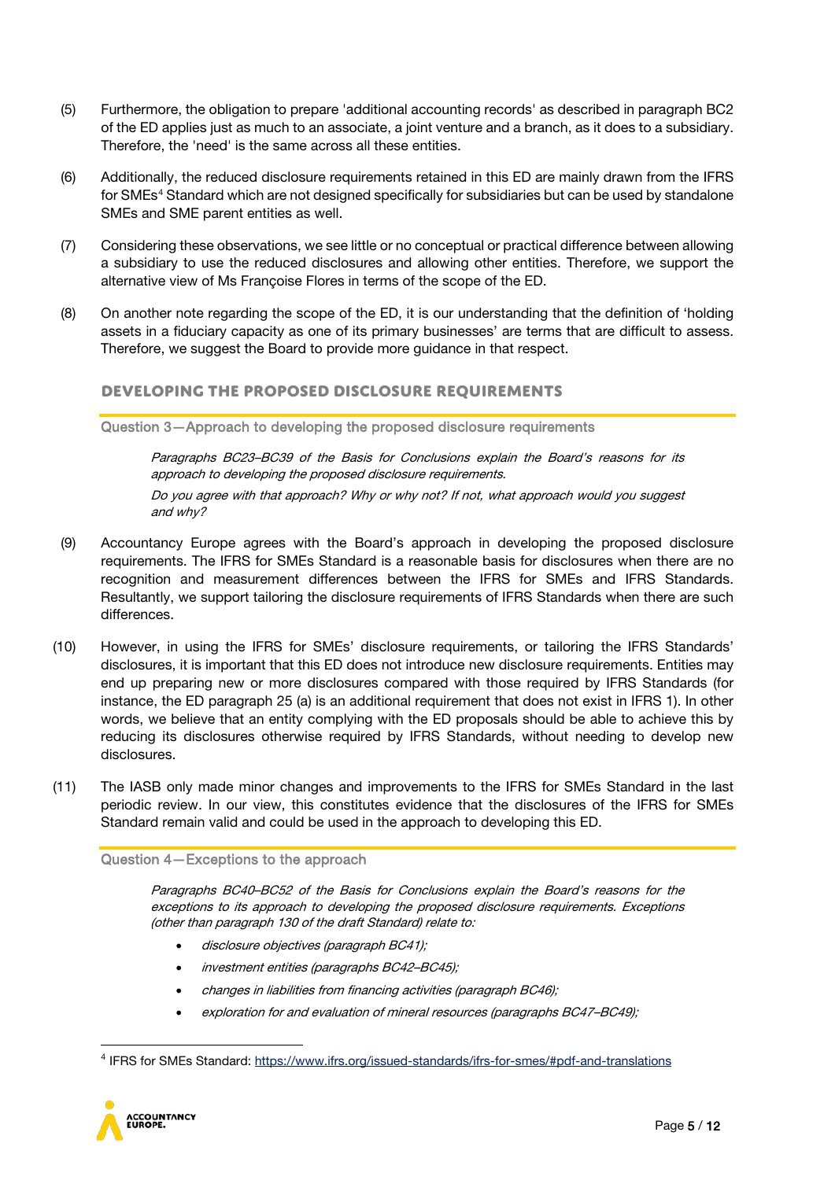(5) Furthermore, the obligation to prepare 'additional accounting records' as described in paragraph BC2 of the ED applies just as much to an associate, a joint venture and a branch, as it does to a subsidiary. Therefore, the 'need' is the same across all these entities.

(6) Additionally, the reduced disclosure requirements retained in this ED are mainly drawn from the IFRS for SMEs[4] Standard which are not designed specifically for subsidiaries but can be used by standalone SMEs and SME parent entities as well.

(7) Considering these observations, we see little or no conceptual or practical difference between allowing a subsidiary to use the reduced disclosures and allowing other entities. Therefore, we support the alternative view of Ms Françoise Flores in terms of the scope of the ED.

(8) On another note regarding the scope of the ED, it is our understanding that the definition of 'holding assets in a fiduciary capacity as one of its primary businesses' are terms that are difficult to assess. Therefore, we suggest the Board to provide more guidance in that respect.

## DEVELOPING THE PROPOSED DISCLOSURE REQUIREMENTS

### Question 3—Approach to developing the proposed disclosure requirements

*Paragraphs BC23–BC39 of the Basis for Conclusions explain the Board's reasons for its approach to developing the proposed disclosure requirements.*

*Do you agree with that approach? Why or why not? If not, what approach would you suggest and why?*

(9) Accountancy Europe agrees with the Board's approach in developing the proposed disclosure requirements. The IFRS for SMEs Standard is a reasonable basis for disclosures when there are no recognition and measurement differences between the IFRS for SMEs and IFRS Standards. Resultantly, we support tailoring the disclosure requirements of IFRS Standards when there are such differences.

(10) However, in using the IFRS for SMEs' disclosure requirements, or tailoring the IFRS Standards' disclosures, it is important that this ED does not introduce new disclosure requirements. Entities may end up preparing new or more disclosures compared with those required by IFRS Standards (for instance, the ED paragraph 25 (a) is an additional requirement that does not exist in IFRS 1). In other words, we believe that an entity complying with the ED proposals should be able to achieve this by reducing its disclosures otherwise required by IFRS Standards, without needing to develop new disclosures.

(11) The IASB only made minor changes and improvements to the IFRS for SMEs Standard in the last periodic review. In our view, this constitutes evidence that the disclosures of the IFRS for SMEs Standard remain valid and could be used in the approach to developing this ED.

### Question 4—Exceptions to the approach

*Paragraphs BC40–BC52 of the Basis for Conclusions explain the Board's reasons for the exceptions to its approach to developing the proposed disclosure requirements. Exceptions (other than paragraph 130 of the draft Standard) relate to:*

- *disclosure objectives (paragraph BC41);*
- *investment entities (paragraphs BC42–BC45);*
- *changes in liabilities from financing activities (paragraph BC46);*
- *exploration for and evaluation of mineral resources (paragraphs BC47–BC49);*

[4] IFRS for SMEs Standard: https://www.ifrs.org/issued-standards/ifrs-for-smes/#pdf-and-translations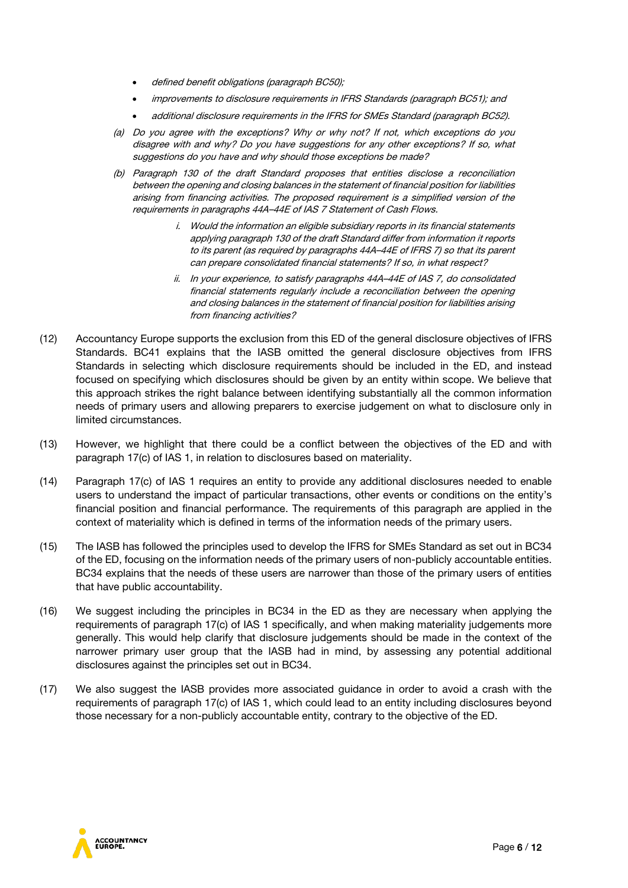- *defined benefit obligations (paragraph BC50);*
- *improvements to disclosure requirements in IFRS Standards (paragraph BC51); and*
- *additional disclosure requirements in the IFRS for SMEs Standard (paragraph BC52).*

(a) *Do you agree with the exceptions? Why or why not? If not, which exceptions do you disagree with and why? Do you have suggestions for any other exceptions? If so, what suggestions do you have and why should those exceptions be made?*

(b) *Paragraph 130 of the draft Standard proposes that entities disclose a reconciliation between the opening and closing balances in the statement of financial position for liabilities arising from financing activities. The proposed requirement is a simplified version of the requirements in paragraphs 44A–44E of IAS 7 Statement of Cash Flows.*

   i. *Would the information an eligible subsidiary reports in its financial statements applying paragraph 130 of the draft Standard differ from information it reports to its parent (as required by paragraphs 44A–44E of IFRS 7) so that its parent can prepare consolidated financial statements? If so, in what respect?*

   ii. *In your experience, to satisfy paragraphs 44A–44E of IAS 7, do consolidated financial statements regularly include a reconciliation between the opening and closing balances in the statement of financial position for liabilities arising from financing activities?*

(12) Accountancy Europe supports the exclusion from this ED of the general disclosure objectives of IFRS Standards. BC41 explains that the IASB omitted the general disclosure objectives from IFRS Standards in selecting which disclosure requirements should be included in the ED, and instead focused on specifying which disclosures should be given by an entity within scope. We believe that this approach strikes the right balance between identifying substantially all the common information needs of primary users and allowing preparers to exercise judgement on what to disclosure only in limited circumstances.

(13) However, we highlight that there could be a conflict between the objectives of the ED and with paragraph 17(c) of IAS 1, in relation to disclosures based on materiality.

(14) Paragraph 17(c) of IAS 1 requires an entity to provide any additional disclosures needed to enable users to understand the impact of particular transactions, other events or conditions on the entity's financial position and financial performance. The requirements of this paragraph are applied in the context of materiality which is defined in terms of the information needs of the primary users.

(15) The IASB has followed the principles used to develop the IFRS for SMEs Standard as set out in BC34 of the ED, focusing on the information needs of the primary users of non-publicly accountable entities. BC34 explains that the needs of these users are narrower than those of the primary users of entities that have public accountability.

(16) We suggest including the principles in BC34 in the ED as they are necessary when applying the requirements of paragraph 17(c) of IAS 1 specifically, and when making materiality judgements more generally. This would help clarify that disclosure judgements should be made in the context of the narrower primary user group that the IASB had in mind, by assessing any potential additional disclosures against the principles set out in BC34.

(17) We also suggest the IASB provides more associated guidance in order to avoid a crash with the requirements of paragraph 17(c) of IAS 1, which could lead to an entity including disclosures beyond those necessary for a non-publicly accountable entity, contrary to the objective of the ED.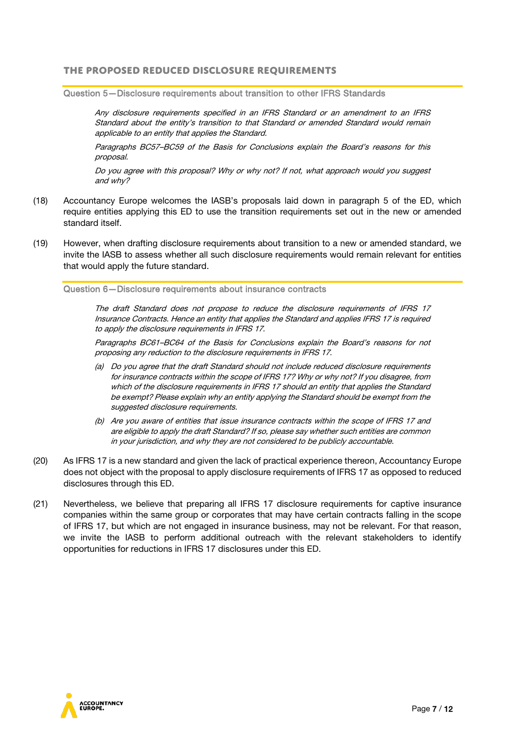## THE PROPOSED REDUCED DISCLOSURE REQUIREMENTS

### Question 5—Disclosure requirements about transition to other IFRS Standards

> *Any disclosure requirements specified in an IFRS Standard or an amendment to an IFRS Standard about the entity's transition to that Standard or amended Standard would remain applicable to an entity that applies the Standard.*
>
> *Paragraphs BC57–BC59 of the Basis for Conclusions explain the Board's reasons for this proposal.*
>
> *Do you agree with this proposal? Why or why not? If not, what approach would you suggest and why?*

(18) Accountancy Europe welcomes the IASB's proposals laid down in paragraph 5 of the ED, which require entities applying this ED to use the transition requirements set out in the new or amended standard itself.

(19) However, when drafting disclosure requirements about transition to a new or amended standard, we invite the IASB to assess whether all such disclosure requirements would remain relevant for entities that would apply the future standard.

### Question 6—Disclosure requirements about insurance contracts

> *The draft Standard does not propose to reduce the disclosure requirements of IFRS 17 Insurance Contracts. Hence an entity that applies the Standard and applies IFRS 17 is required to apply the disclosure requirements in IFRS 17.*
>
> *Paragraphs BC61–BC64 of the Basis for Conclusions explain the Board's reasons for not proposing any reduction to the disclosure requirements in IFRS 17.*
>
> *(a) Do you agree that the draft Standard should not include reduced disclosure requirements for insurance contracts within the scope of IFRS 17? Why or why not? If you disagree, from which of the disclosure requirements in IFRS 17 should an entity that applies the Standard be exempt? Please explain why an entity applying the Standard should be exempt from the suggested disclosure requirements.*
>
> *(b) Are you aware of entities that issue insurance contracts within the scope of IFRS 17 and are eligible to apply the draft Standard? If so, please say whether such entities are common in your jurisdiction, and why they are not considered to be publicly accountable.*

(20) As IFRS 17 is a new standard and given the lack of practical experience thereon, Accountancy Europe does not object with the proposal to apply disclosure requirements of IFRS 17 as opposed to reduced disclosures through this ED.

(21) Nevertheless, we believe that preparing all IFRS 17 disclosure requirements for captive insurance companies within the same group or corporates that may have certain contracts falling in the scope of IFRS 17, but which are not engaged in insurance business, may not be relevant. For that reason, we invite the IASB to perform additional outreach with the relevant stakeholders to identify opportunities for reductions in IFRS 17 disclosures under this ED.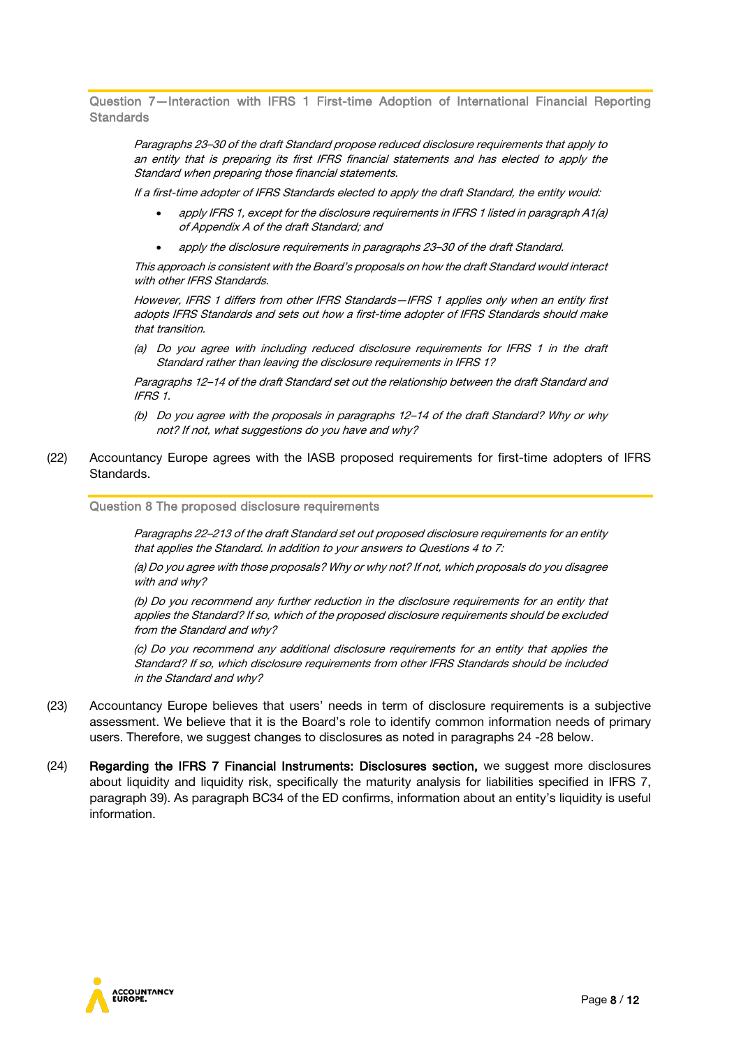### Question 7—Interaction with IFRS 1 First-time Adoption of International Financial Reporting Standards

*Paragraphs 23–30 of the draft Standard propose reduced disclosure requirements that apply to an entity that is preparing its first IFRS financial statements and has elected to apply the Standard when preparing those financial statements.*

*If a first-time adopter of IFRS Standards elected to apply the draft Standard, the entity would:*

- *apply IFRS 1, except for the disclosure requirements in IFRS 1 listed in paragraph A1(a) of Appendix A of the draft Standard; and*
- *apply the disclosure requirements in paragraphs 23–30 of the draft Standard.*

*This approach is consistent with the Board's proposals on how the draft Standard would interact with other IFRS Standards.*

*However, IFRS 1 differs from other IFRS Standards—IFRS 1 applies only when an entity first adopts IFRS Standards and sets out how a first-time adopter of IFRS Standards should make that transition.*

*(a) Do you agree with including reduced disclosure requirements for IFRS 1 in the draft Standard rather than leaving the disclosure requirements in IFRS 1?*

*Paragraphs 12–14 of the draft Standard set out the relationship between the draft Standard and IFRS 1.*

*(b) Do you agree with the proposals in paragraphs 12–14 of the draft Standard? Why or why not? If not, what suggestions do you have and why?*

(22) Accountancy Europe agrees with the IASB proposed requirements for first-time adopters of IFRS Standards.

### Question 8 The proposed disclosure requirements

*Paragraphs 22–213 of the draft Standard set out proposed disclosure requirements for an entity that applies the Standard. In addition to your answers to Questions 4 to 7:*

*(a) Do you agree with those proposals? Why or why not? If not, which proposals do you disagree with and why?*

*(b) Do you recommend any further reduction in the disclosure requirements for an entity that applies the Standard? If so, which of the proposed disclosure requirements should be excluded from the Standard and why?*

*(c) Do you recommend any additional disclosure requirements for an entity that applies the Standard? If so, which disclosure requirements from other IFRS Standards should be included in the Standard and why?*

(23) Accountancy Europe believes that users' needs in term of disclosure requirements is a subjective assessment. We believe that it is the Board's role to identify common information needs of primary users. Therefore, we suggest changes to disclosures as noted in paragraphs 24 -28 below.

(24) **Regarding the IFRS 7 Financial Instruments: Disclosures section,** we suggest more disclosures about liquidity and liquidity risk, specifically the maturity analysis for liabilities specified in IFRS 7, paragraph 39). As paragraph BC34 of the ED confirms, information about an entity's liquidity is useful information.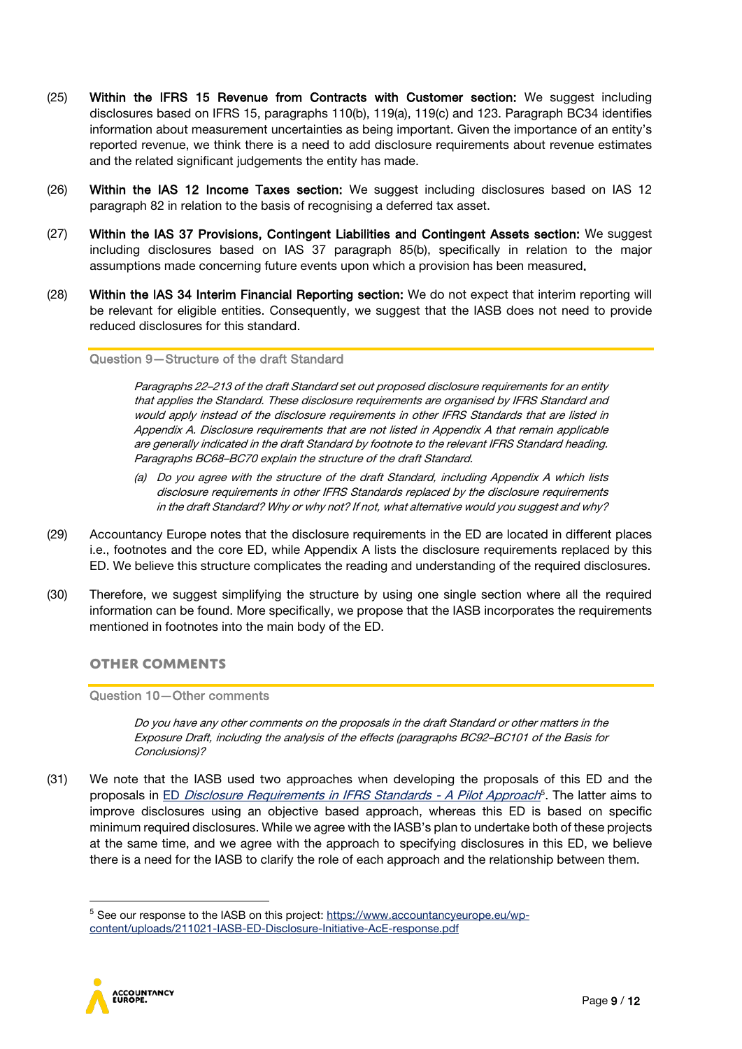(25) **Within the IFRS 15 Revenue from Contracts with Customer section:** We suggest including disclosures based on IFRS 15, paragraphs 110(b), 119(a), 119(c) and 123. Paragraph BC34 identifies information about measurement uncertainties as being important. Given the importance of an entity's reported revenue, we think there is a need to add disclosure requirements about revenue estimates and the related significant judgements the entity has made.

(26) **Within the IAS 12 Income Taxes section:** We suggest including disclosures based on IAS 12 paragraph 82 in relation to the basis of recognising a deferred tax asset.

(27) **Within the IAS 37 Provisions, Contingent Liabilities and Contingent Assets section:** We suggest including disclosures based on IAS 37 paragraph 85(b), specifically in relation to the major assumptions made concerning future events upon which a provision has been measured.

(28) **Within the IAS 34 Interim Financial Reporting section:** We do not expect that interim reporting will be relevant for eligible entities. Consequently, we suggest that the IASB does not need to provide reduced disclosures for this standard.

**Question 9—Structure of the draft Standard**

*Paragraphs 22–213 of the draft Standard set out proposed disclosure requirements for an entity that applies the Standard. These disclosure requirements are organised by IFRS Standard and would apply instead of the disclosure requirements in other IFRS Standards that are listed in Appendix A. Disclosure requirements that are not listed in Appendix A that remain applicable are generally indicated in the draft Standard by footnote to the relevant IFRS Standard heading. Paragraphs BC68–BC70 explain the structure of the draft Standard.*

*(a) Do you agree with the structure of the draft Standard, including Appendix A which lists disclosure requirements in other IFRS Standards replaced by the disclosure requirements in the draft Standard? Why or why not? If not, what alternative would you suggest and why?*

(29) Accountancy Europe notes that the disclosure requirements in the ED are located in different places i.e., footnotes and the core ED, while Appendix A lists the disclosure requirements replaced by this ED. We believe this structure complicates the reading and understanding of the required disclosures.

(30) Therefore, we suggest simplifying the structure by using one single section where all the required information can be found. More specifically, we propose that the IASB incorporates the requirements mentioned in footnotes into the main body of the ED.

## OTHER COMMENTS

**Question 10—Other comments**

*Do you have any other comments on the proposals in the draft Standard or other matters in the Exposure Draft, including the analysis of the effects (paragraphs BC92–BC101 of the Basis for Conclusions)?*

(31) We note that the IASB used two approaches when developing the proposals of this ED and the proposals in ED *Disclosure Requirements in IFRS Standards - A Pilot Approach*[5]. The latter aims to improve disclosures using an objective based approach, whereas this ED is based on specific minimum required disclosures. While we agree with the IASB's plan to undertake both of these projects at the same time, and we agree with the approach to specifying disclosures in this ED, we believe there is a need for the IASB to clarify the role of each approach and the relationship between them.

[5] See our response to the IASB on this project: https://www.accountancyeurope.eu/wp-content/uploads/211021-IASB-ED-Disclosure-Initiative-AcE-response.pdf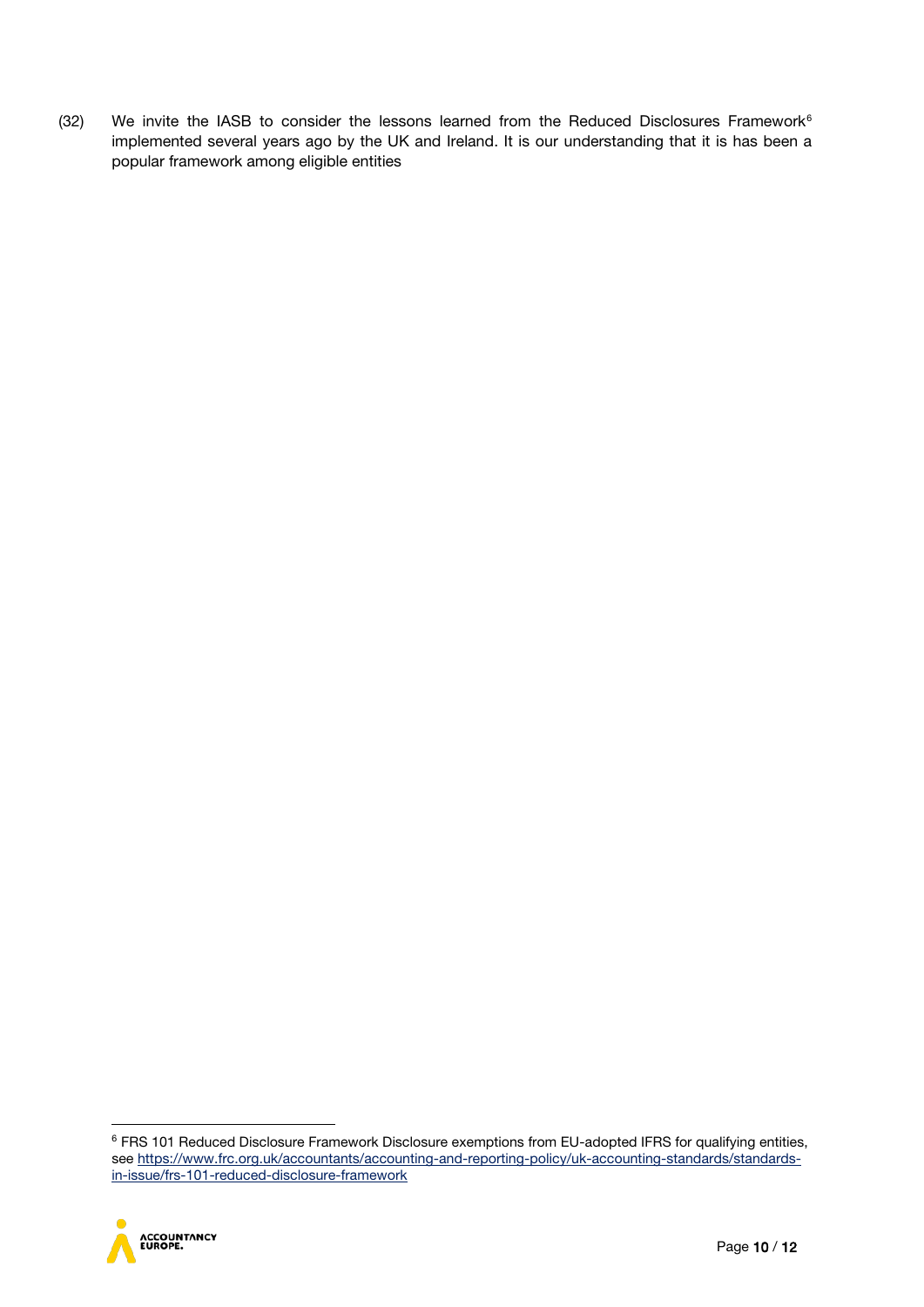(32) We invite the IASB to consider the lessons learned from the Reduced Disclosures Framework[6] implemented several years ago by the UK and Ireland. It is our understanding that it is has been a popular framework among eligible entities

[6] FRS 101 Reduced Disclosure Framework Disclosure exemptions from EU-adopted IFRS for qualifying entities, see https://www.frc.org.uk/accountants/accounting-and-reporting-policy/uk-accounting-standards/standards-in-issue/frs-101-reduced-disclosure-framework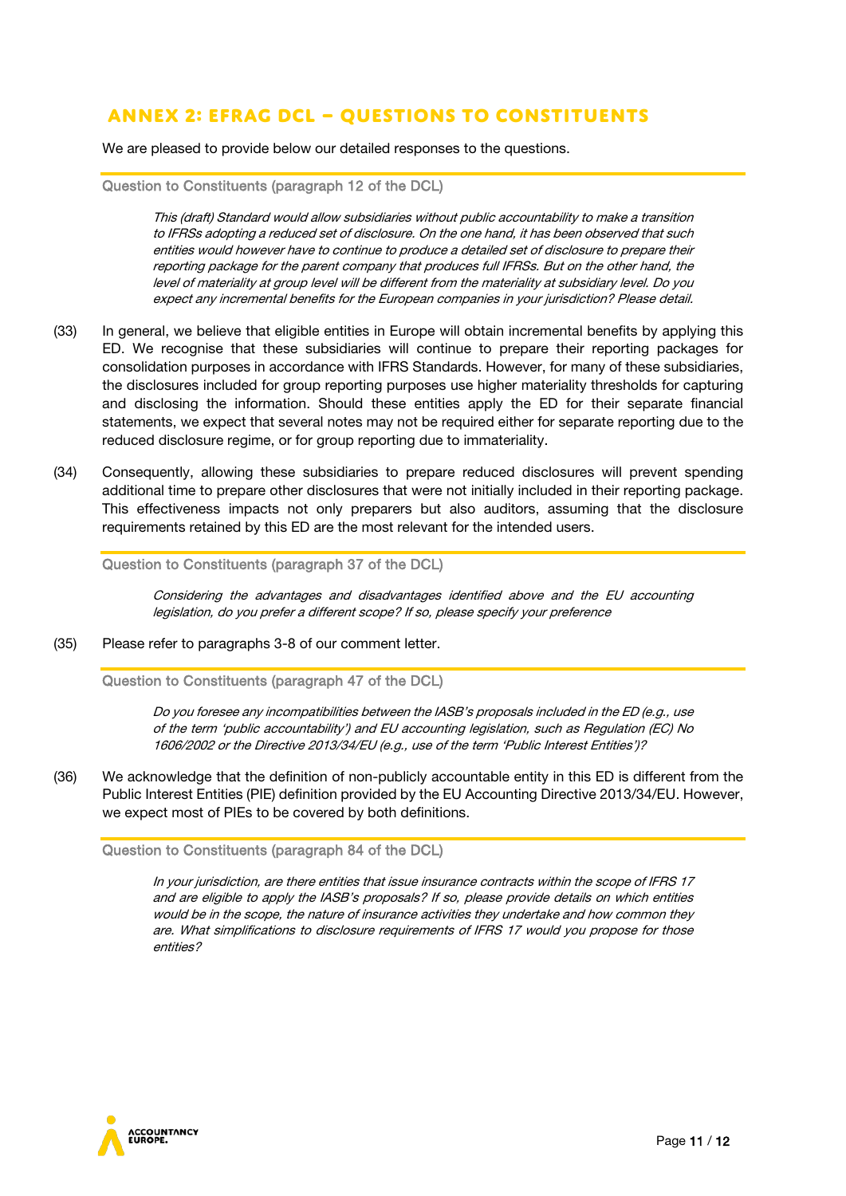## ANNEX 2: EFRAG DCL – QUESTIONS TO CONSTITUENTS

We are pleased to provide below our detailed responses to the questions.

**Question to Constituents (paragraph 12 of the DCL)**

> *This (draft) Standard would allow subsidiaries without public accountability to make a transition to IFRSs adopting a reduced set of disclosure. On the one hand, it has been observed that such entities would however have to continue to produce a detailed set of disclosure to prepare their reporting package for the parent company that produces full IFRSs. But on the other hand, the level of materiality at group level will be different from the materiality at subsidiary level. Do you expect any incremental benefits for the European companies in your jurisdiction? Please detail.*

(33) In general, we believe that eligible entities in Europe will obtain incremental benefits by applying this ED. We recognise that these subsidiaries will continue to prepare their reporting packages for consolidation purposes in accordance with IFRS Standards. However, for many of these subsidiaries, the disclosures included for group reporting purposes use higher materiality thresholds for capturing and disclosing the information. Should these entities apply the ED for their separate financial statements, we expect that several notes may not be required either for separate reporting due to the reduced disclosure regime, or for group reporting due to immateriality.

(34) Consequently, allowing these subsidiaries to prepare reduced disclosures will prevent spending additional time to prepare other disclosures that were not initially included in their reporting package. This effectiveness impacts not only preparers but also auditors, assuming that the disclosure requirements retained by this ED are the most relevant for the intended users.

**Question to Constituents (paragraph 37 of the DCL)**

> *Considering the advantages and disadvantages identified above and the EU accounting legislation, do you prefer a different scope? If so, please specify your preference*

(35) Please refer to paragraphs 3-8 of our comment letter.

**Question to Constituents (paragraph 47 of the DCL)**

> *Do you foresee any incompatibilities between the IASB's proposals included in the ED (e.g., use of the term 'public accountability') and EU accounting legislation, such as Regulation (EC) No 1606/2002 or the Directive 2013/34/EU (e.g., use of the term 'Public Interest Entities')?*

(36) We acknowledge that the definition of non-publicly accountable entity in this ED is different from the Public Interest Entities (PIE) definition provided by the EU Accounting Directive 2013/34/EU. However, we expect most of PIEs to be covered by both definitions.

**Question to Constituents (paragraph 84 of the DCL)**

> *In your jurisdiction, are there entities that issue insurance contracts within the scope of IFRS 17 and are eligible to apply the IASB's proposals? If so, please provide details on which entities would be in the scope, the nature of insurance activities they undertake and how common they are. What simplifications to disclosure requirements of IFRS 17 would you propose for those entities?*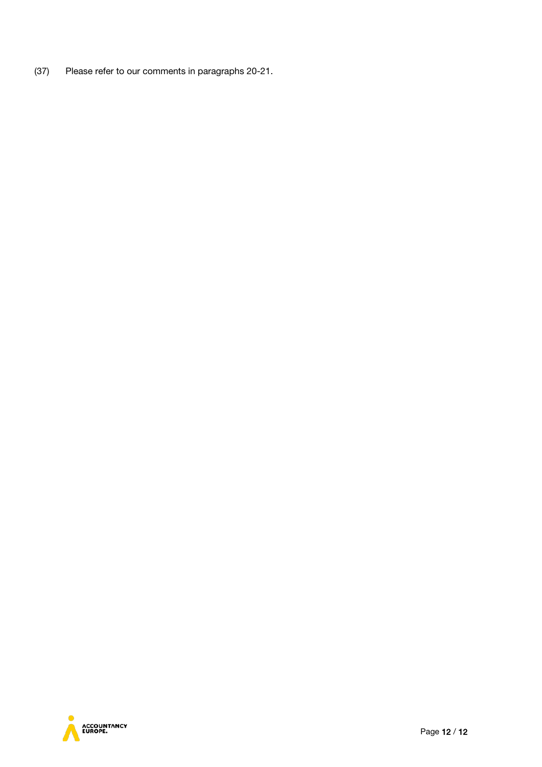(37) Please refer to our comments in paragraphs 20-21.